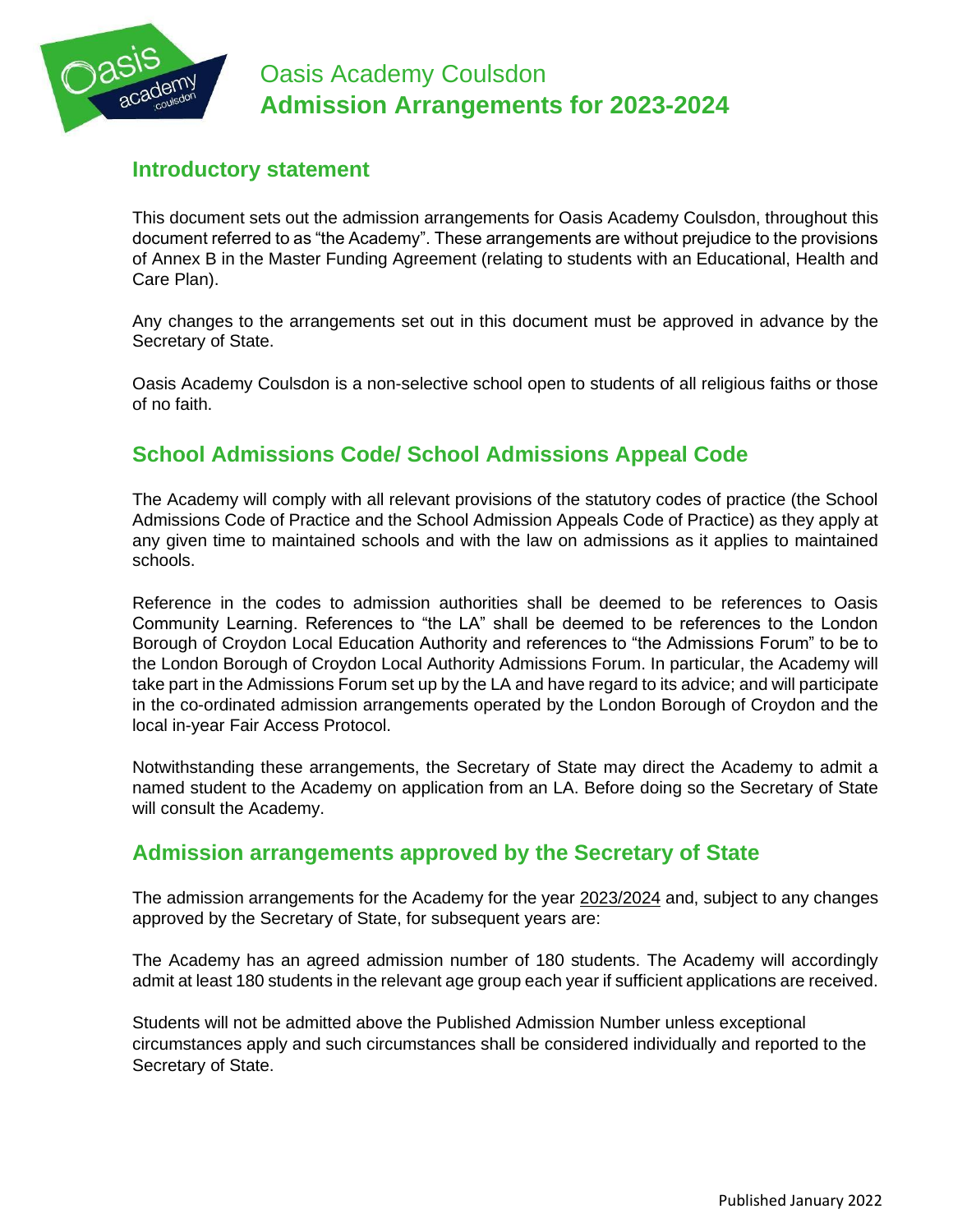# Oasis Academy Coulsdon
# **Admission Arrangements for 2023-2024**

## Introductory statement

This document sets out the admission arrangements for Oasis Academy Coulsdon, throughout this document referred to as "the Academy". These arrangements are without prejudice to the provisions of Annex B in the Master Funding Agreement (relating to students with an Educational, Health and Care Plan).

Any changes to the arrangements set out in this document must be approved in advance by the Secretary of State.

Oasis Academy Coulsdon is a non-selective school open to students of all religious faiths or those of no faith.

## School Admissions Code/ School Admissions Appeal Code

The Academy will comply with all relevant provisions of the statutory codes of practice (the School Admissions Code of Practice and the School Admission Appeals Code of Practice) as they apply at any given time to maintained schools and with the law on admissions as it applies to maintained schools.

Reference in the codes to admission authorities shall be deemed to be references to Oasis Community Learning. References to "the LA" shall be deemed to be references to the London Borough of Croydon Local Education Authority and references to "the Admissions Forum" to be to the London Borough of Croydon Local Authority Admissions Forum. In particular, the Academy will take part in the Admissions Forum set up by the LA and have regard to its advice; and will participate in the co-ordinated admission arrangements operated by the London Borough of Croydon and the local in-year Fair Access Protocol.

Notwithstanding these arrangements, the Secretary of State may direct the Academy to admit a named student to the Academy on application from an LA. Before doing so the Secretary of State will consult the Academy.

## Admission arrangements approved by the Secretary of State

The admission arrangements for the Academy for the year 2023/2024 and, subject to any changes approved by the Secretary of State, for subsequent years are:

The Academy has an agreed admission number of 180 students. The Academy will accordingly admit at least 180 students in the relevant age group each year if sufficient applications are received.

Students will not be admitted above the Published Admission Number unless exceptional circumstances apply and such circumstances shall be considered individually and reported to the Secretary of State.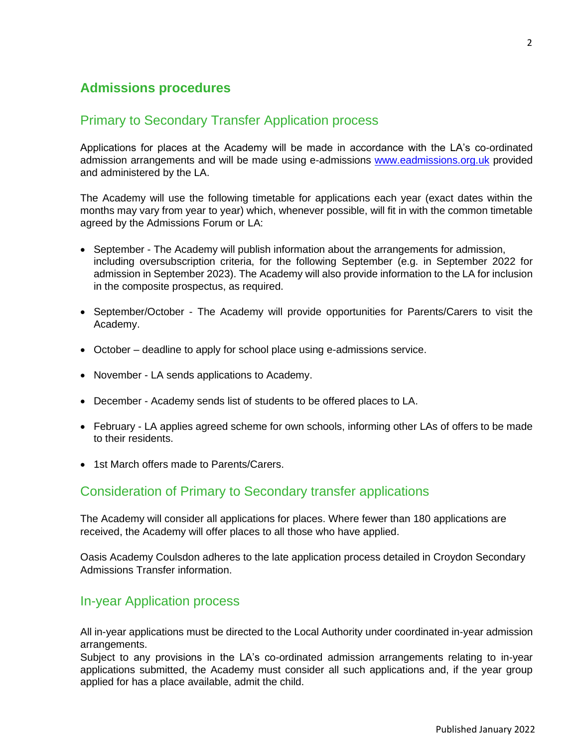## Admissions procedures

### Primary to Secondary Transfer Application process

Applications for places at the Academy will be made in accordance with the LA's co-ordinated admission arrangements and will be made using e-admissions [www.eadmissions.org.uk](http://www.eadmissions.org.uk) provided and administered by the LA.

The Academy will use the following timetable for applications each year (exact dates within the months may vary from year to year) which, whenever possible, will fit in with the common timetable agreed by the Admissions Forum or LA:

- September - The Academy will publish information about the arrangements for admission, including oversubscription criteria, for the following September (e.g. in September 2022 for admission in September 2023). The Academy will also provide information to the LA for inclusion in the composite prospectus, as required.
- September/October - The Academy will provide opportunities for Parents/Carers to visit the Academy.
- October – deadline to apply for school place using e-admissions service.
- November - LA sends applications to Academy.
- December - Academy sends list of students to be offered places to LA.
- February - LA applies agreed scheme for own schools, informing other LAs of offers to be made to their residents.
- 1st March offers made to Parents/Carers.

### Consideration of Primary to Secondary transfer applications

The Academy will consider all applications for places. Where fewer than 180 applications are received, the Academy will offer places to all those who have applied.

Oasis Academy Coulsdon adheres to the late application process detailed in Croydon Secondary Admissions Transfer information.

### In-year Application process

All in-year applications must be directed to the Local Authority under coordinated in-year admission arrangements.
Subject to any provisions in the LA's co-ordinated admission arrangements relating to in-year applications submitted, the Academy must consider all such applications and, if the year group applied for has a place available, admit the child.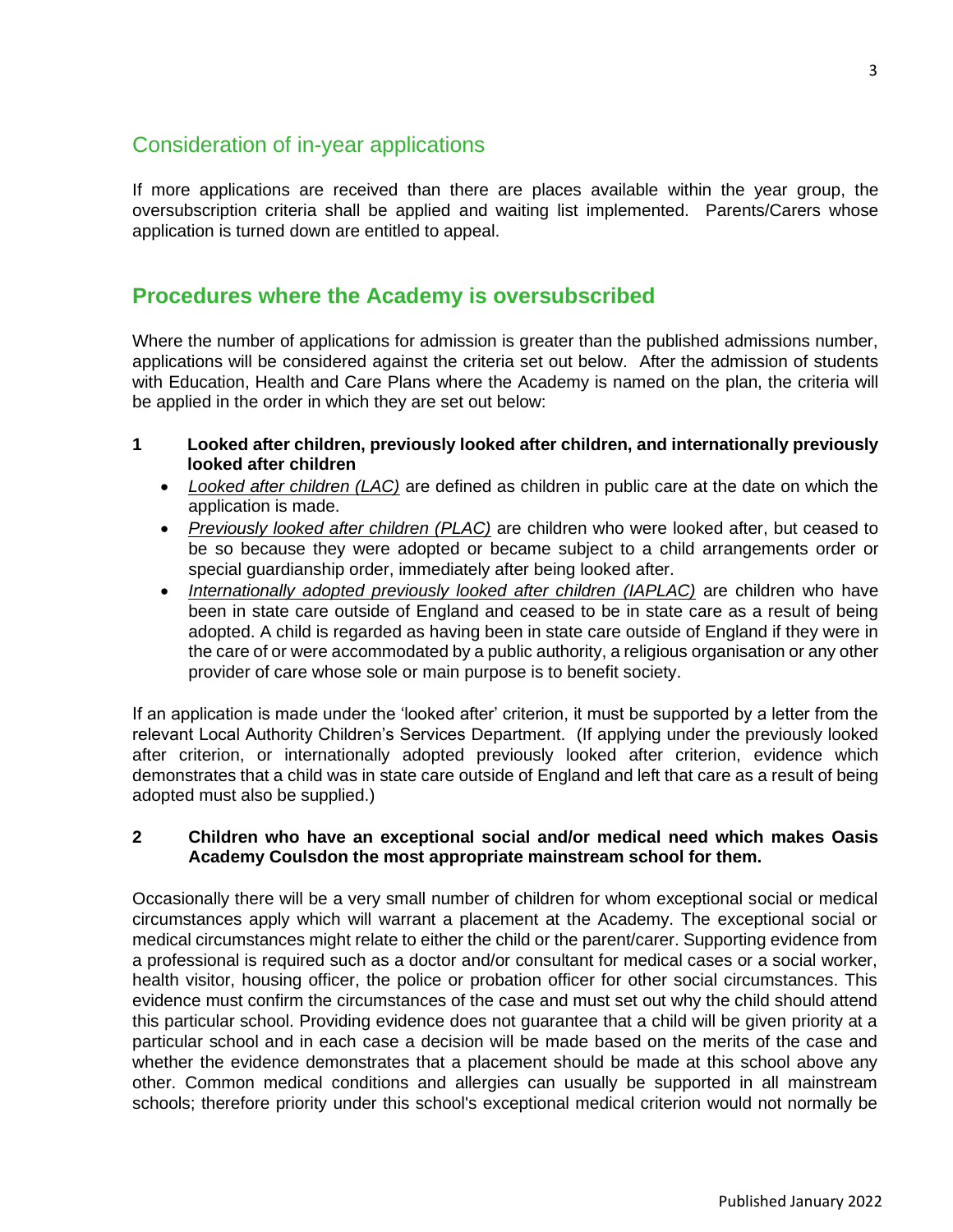## Consideration of in-year applications

If more applications are received than there are places available within the year group, the oversubscription criteria shall be applied and waiting list implemented. Parents/Carers whose application is turned down are entitled to appeal.

## **Procedures where the Academy is oversubscribed**

Where the number of applications for admission is greater than the published admissions number, applications will be considered against the criteria set out below. After the admission of students with Education, Health and Care Plans where the Academy is named on the plan, the criteria will be applied in the order in which they are set out below:

**1 Looked after children, previously looked after children, and internationally previously looked after children**

- *Looked after children (LAC)* are defined as children in public care at the date on which the application is made.
- *Previously looked after children (PLAC)* are children who were looked after, but ceased to be so because they were adopted or became subject to a child arrangements order or special guardianship order, immediately after being looked after.
- *Internationally adopted previously looked after children (IAPLAC)* are children who have been in state care outside of England and ceased to be in state care as a result of being adopted. A child is regarded as having been in state care outside of England if they were in the care of or were accommodated by a public authority, a religious organisation or any other provider of care whose sole or main purpose is to benefit society.

If an application is made under the 'looked after' criterion, it must be supported by a letter from the relevant Local Authority Children's Services Department. (If applying under the previously looked after criterion, or internationally adopted previously looked after criterion, evidence which demonstrates that a child was in state care outside of England and left that care as a result of being adopted must also be supplied.)

**2 Children who have an exceptional social and/or medical need which makes Oasis Academy Coulsdon the most appropriate mainstream school for them.**

Occasionally there will be a very small number of children for whom exceptional social or medical circumstances apply which will warrant a placement at the Academy. The exceptional social or medical circumstances might relate to either the child or the parent/carer. Supporting evidence from a professional is required such as a doctor and/or consultant for medical cases or a social worker, health visitor, housing officer, the police or probation officer for other social circumstances. This evidence must confirm the circumstances of the case and must set out why the child should attend this particular school. Providing evidence does not guarantee that a child will be given priority at a particular school and in each case a decision will be made based on the merits of the case and whether the evidence demonstrates that a placement should be made at this school above any other. Common medical conditions and allergies can usually be supported in all mainstream schools; therefore priority under this school's exceptional medical criterion would not normally be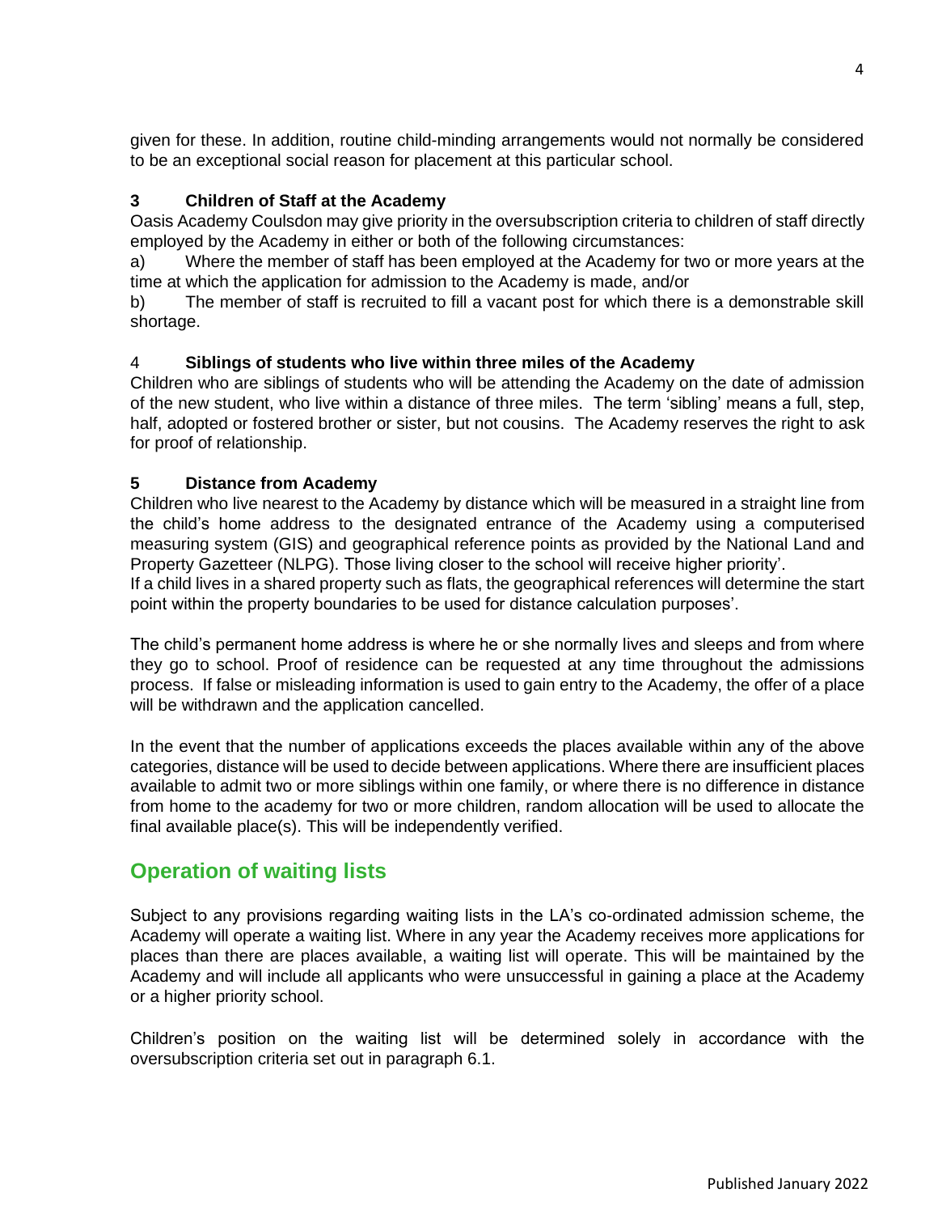given for these. In addition, routine child-minding arrangements would not normally be considered to be an exceptional social reason for placement at this particular school.

**3 Children of Staff at the Academy**

Oasis Academy Coulsdon may give priority in the oversubscription criteria to children of staff directly employed by the Academy in either or both of the following circumstances:

a) Where the member of staff has been employed at the Academy for two or more years at the time at which the application for admission to the Academy is made, and/or

b) The member of staff is recruited to fill a vacant post for which there is a demonstrable skill shortage.

4 **Siblings of students who live within three miles of the Academy**

Children who are siblings of students who will be attending the Academy on the date of admission of the new student, who live within a distance of three miles. The term 'sibling' means a full, step, half, adopted or fostered brother or sister, but not cousins. The Academy reserves the right to ask for proof of relationship.

**5 Distance from Academy**

Children who live nearest to the Academy by distance which will be measured in a straight line from the child's home address to the designated entrance of the Academy using a computerised measuring system (GIS) and geographical reference points as provided by the National Land and Property Gazetteer (NLPG). Those living closer to the school will receive higher priority'.

If a child lives in a shared property such as flats, the geographical references will determine the start point within the property boundaries to be used for distance calculation purposes'.

The child's permanent home address is where he or she normally lives and sleeps and from where they go to school. Proof of residence can be requested at any time throughout the admissions process. If false or misleading information is used to gain entry to the Academy, the offer of a place will be withdrawn and the application cancelled.

In the event that the number of applications exceeds the places available within any of the above categories, distance will be used to decide between applications. Where there are insufficient places available to admit two or more siblings within one family, or where there is no difference in distance from home to the academy for two or more children, random allocation will be used to allocate the final available place(s). This will be independently verified.

## Operation of waiting lists

Subject to any provisions regarding waiting lists in the LA's co-ordinated admission scheme, the Academy will operate a waiting list. Where in any year the Academy receives more applications for places than there are places available, a waiting list will operate. This will be maintained by the Academy and will include all applicants who were unsuccessful in gaining a place at the Academy or a higher priority school.

Children's position on the waiting list will be determined solely in accordance with the oversubscription criteria set out in paragraph 6.1.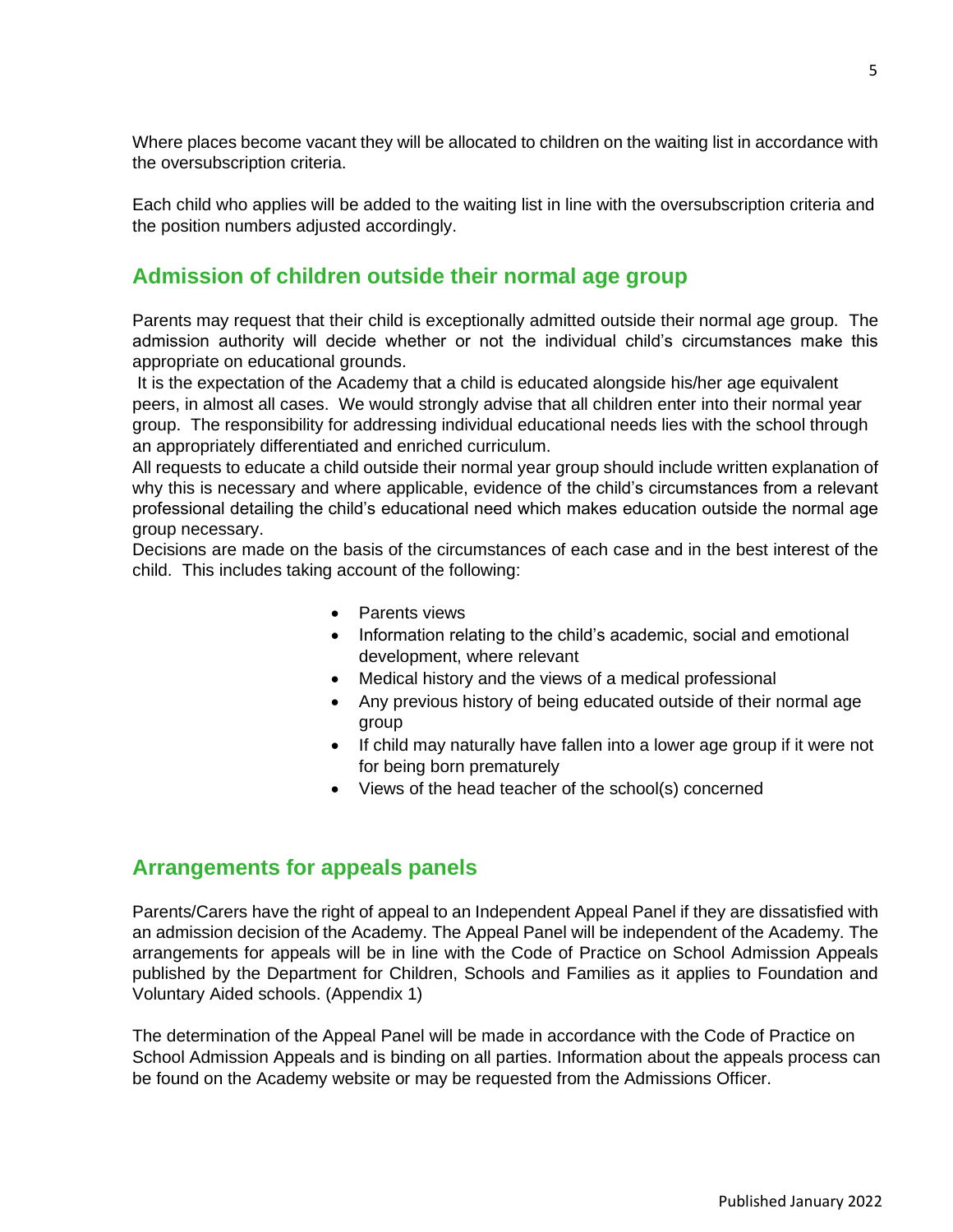Where places become vacant they will be allocated to children on the waiting list in accordance with the oversubscription criteria.

Each child who applies will be added to the waiting list in line with the oversubscription criteria and the position numbers adjusted accordingly.

## Admission of children outside their normal age group

Parents may request that their child is exceptionally admitted outside their normal age group. The admission authority will decide whether or not the individual child's circumstances make this appropriate on educational grounds.

It is the expectation of the Academy that a child is educated alongside his/her age equivalent peers, in almost all cases. We would strongly advise that all children enter into their normal year group. The responsibility for addressing individual educational needs lies with the school through an appropriately differentiated and enriched curriculum.

All requests to educate a child outside their normal year group should include written explanation of why this is necessary and where applicable, evidence of the child's circumstances from a relevant professional detailing the child's educational need which makes education outside the normal age group necessary.

Decisions are made on the basis of the circumstances of each case and in the best interest of the child. This includes taking account of the following:

- Parents views
- Information relating to the child's academic, social and emotional development, where relevant
- Medical history and the views of a medical professional
- Any previous history of being educated outside of their normal age group
- If child may naturally have fallen into a lower age group if it were not for being born prematurely
- Views of the head teacher of the school(s) concerned

## Arrangements for appeals panels

Parents/Carers have the right of appeal to an Independent Appeal Panel if they are dissatisfied with an admission decision of the Academy. The Appeal Panel will be independent of the Academy. The arrangements for appeals will be in line with the Code of Practice on School Admission Appeals published by the Department for Children, Schools and Families as it applies to Foundation and Voluntary Aided schools. (Appendix 1)

The determination of the Appeal Panel will be made in accordance with the Code of Practice on School Admission Appeals and is binding on all parties. Information about the appeals process can be found on the Academy website or may be requested from the Admissions Officer.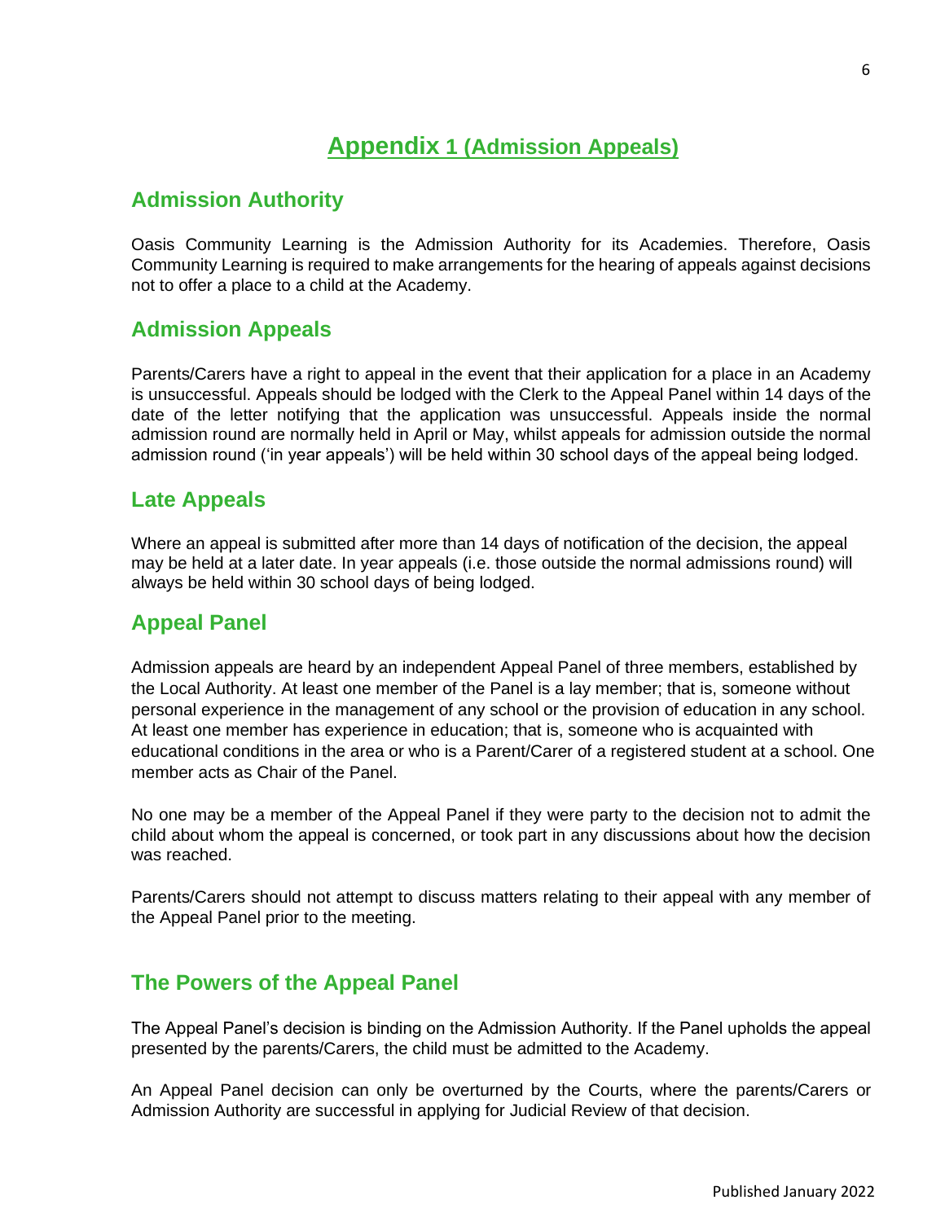# Appendix 1 (Admission Appeals)

## Admission Authority

Oasis Community Learning is the Admission Authority for its Academies. Therefore, Oasis Community Learning is required to make arrangements for the hearing of appeals against decisions not to offer a place to a child at the Academy.

## Admission Appeals

Parents/Carers have a right to appeal in the event that their application for a place in an Academy is unsuccessful. Appeals should be lodged with the Clerk to the Appeal Panel within 14 days of the date of the letter notifying that the application was unsuccessful. Appeals inside the normal admission round are normally held in April or May, whilst appeals for admission outside the normal admission round ('in year appeals') will be held within 30 school days of the appeal being lodged.

## Late Appeals

Where an appeal is submitted after more than 14 days of notification of the decision, the appeal may be held at a later date. In year appeals (i.e. those outside the normal admissions round) will always be held within 30 school days of being lodged.

## Appeal Panel

Admission appeals are heard by an independent Appeal Panel of three members, established by the Local Authority. At least one member of the Panel is a lay member; that is, someone without personal experience in the management of any school or the provision of education in any school. At least one member has experience in education; that is, someone who is acquainted with educational conditions in the area or who is a Parent/Carer of a registered student at a school. One member acts as Chair of the Panel.

No one may be a member of the Appeal Panel if they were party to the decision not to admit the child about whom the appeal is concerned, or took part in any discussions about how the decision was reached.

Parents/Carers should not attempt to discuss matters relating to their appeal with any member of the Appeal Panel prior to the meeting.

## The Powers of the Appeal Panel

The Appeal Panel's decision is binding on the Admission Authority. If the Panel upholds the appeal presented by the parents/Carers, the child must be admitted to the Academy.

An Appeal Panel decision can only be overturned by the Courts, where the parents/Carers or Admission Authority are successful in applying for Judicial Review of that decision.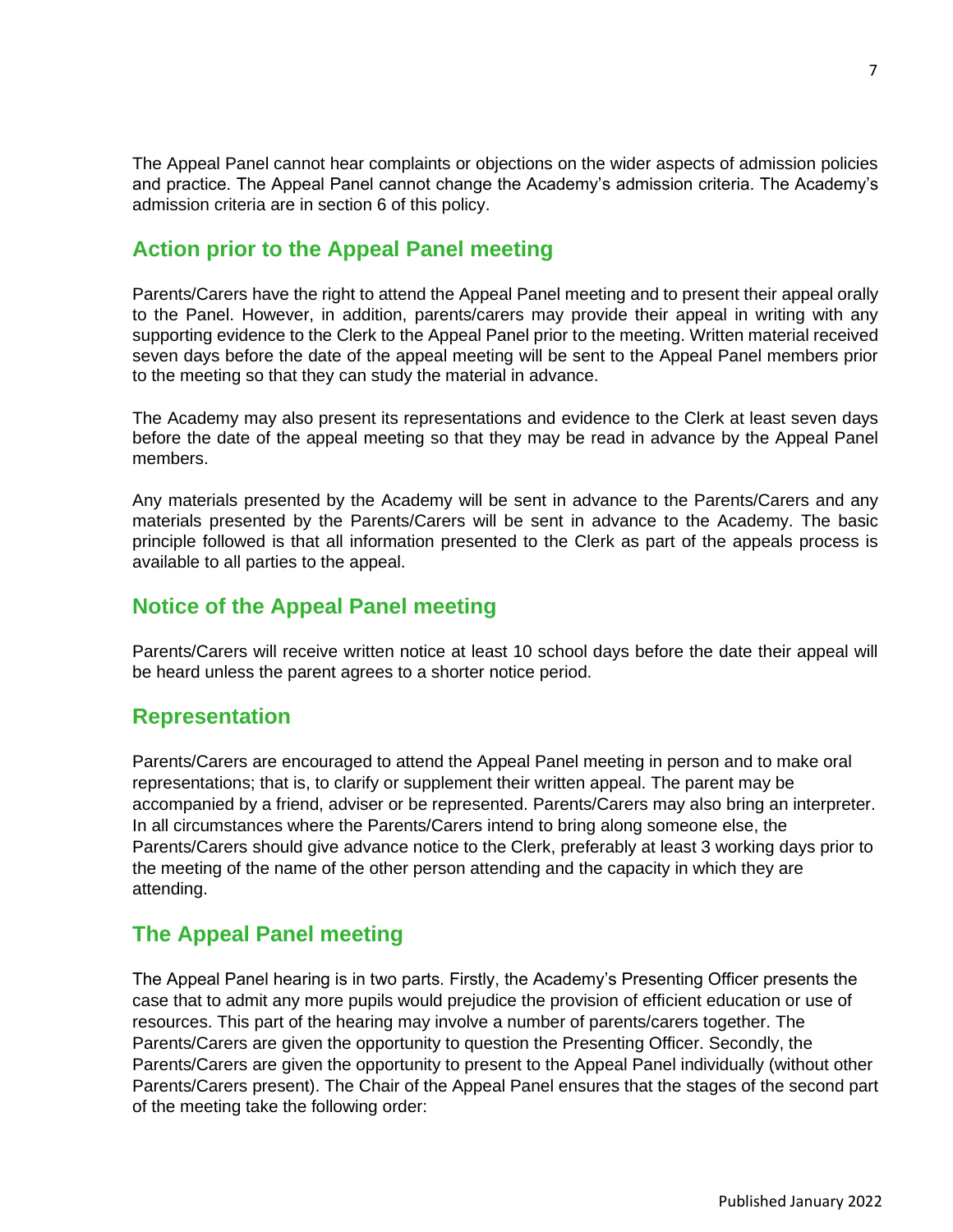The Appeal Panel cannot hear complaints or objections on the wider aspects of admission policies and practice. The Appeal Panel cannot change the Academy's admission criteria. The Academy's admission criteria are in section 6 of this policy.

## Action prior to the Appeal Panel meeting

Parents/Carers have the right to attend the Appeal Panel meeting and to present their appeal orally to the Panel. However, in addition, parents/carers may provide their appeal in writing with any supporting evidence to the Clerk to the Appeal Panel prior to the meeting. Written material received seven days before the date of the appeal meeting will be sent to the Appeal Panel members prior to the meeting so that they can study the material in advance.

The Academy may also present its representations and evidence to the Clerk at least seven days before the date of the appeal meeting so that they may be read in advance by the Appeal Panel members.

Any materials presented by the Academy will be sent in advance to the Parents/Carers and any materials presented by the Parents/Carers will be sent in advance to the Academy. The basic principle followed is that all information presented to the Clerk as part of the appeals process is available to all parties to the appeal.

## Notice of the Appeal Panel meeting

Parents/Carers will receive written notice at least 10 school days before the date their appeal will be heard unless the parent agrees to a shorter notice period.

## Representation

Parents/Carers are encouraged to attend the Appeal Panel meeting in person and to make oral representations; that is, to clarify or supplement their written appeal. The parent may be accompanied by a friend, adviser or be represented. Parents/Carers may also bring an interpreter. In all circumstances where the Parents/Carers intend to bring along someone else, the Parents/Carers should give advance notice to the Clerk, preferably at least 3 working days prior to the meeting of the name of the other person attending and the capacity in which they are attending.

## The Appeal Panel meeting

The Appeal Panel hearing is in two parts. Firstly, the Academy's Presenting Officer presents the case that to admit any more pupils would prejudice the provision of efficient education or use of resources. This part of the hearing may involve a number of parents/carers together. The Parents/Carers are given the opportunity to question the Presenting Officer. Secondly, the Parents/Carers are given the opportunity to present to the Appeal Panel individually (without other Parents/Carers present). The Chair of the Appeal Panel ensures that the stages of the second part of the meeting take the following order: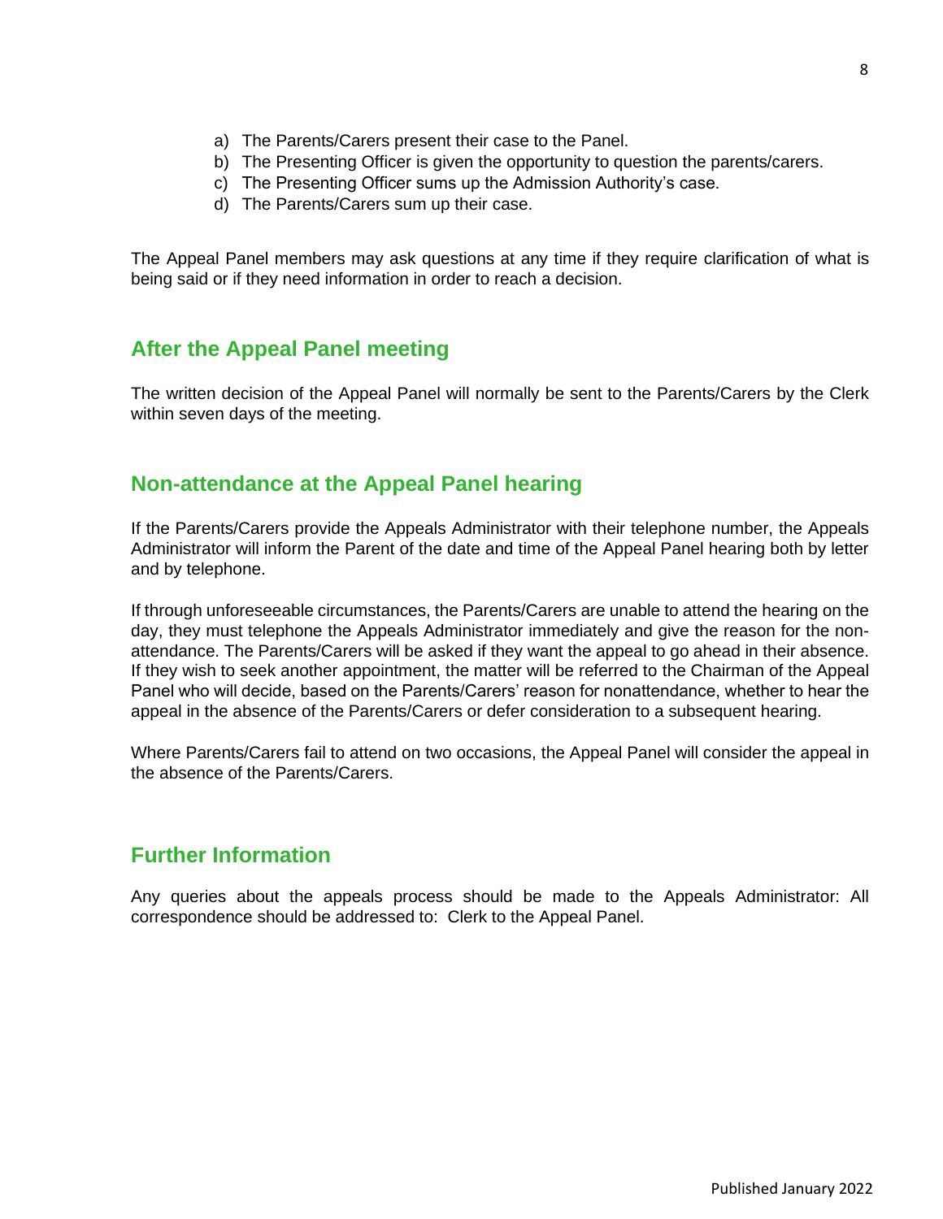a) The Parents/Carers present their case to the Panel.
b) The Presenting Officer is given the opportunity to question the parents/carers.
c) The Presenting Officer sums up the Admission Authority's case.
d) The Parents/Carers sum up their case.

The Appeal Panel members may ask questions at any time if they require clarification of what is being said or if they need information in order to reach a decision.

## After the Appeal Panel meeting

The written decision of the Appeal Panel will normally be sent to the Parents/Carers by the Clerk within seven days of the meeting.

## Non-attendance at the Appeal Panel hearing

If the Parents/Carers provide the Appeals Administrator with their telephone number, the Appeals Administrator will inform the Parent of the date and time of the Appeal Panel hearing both by letter and by telephone.

If through unforeseeable circumstances, the Parents/Carers are unable to attend the hearing on the day, they must telephone the Appeals Administrator immediately and give the reason for the non-attendance. The Parents/Carers will be asked if they want the appeal to go ahead in their absence. If they wish to seek another appointment, the matter will be referred to the Chairman of the Appeal Panel who will decide, based on the Parents/Carers' reason for nonattendance, whether to hear the appeal in the absence of the Parents/Carers or defer consideration to a subsequent hearing.

Where Parents/Carers fail to attend on two occasions, the Appeal Panel will consider the appeal in the absence of the Parents/Carers.

## Further Information

Any queries about the appeals process should be made to the Appeals Administrator: All correspondence should be addressed to: Clerk to the Appeal Panel.